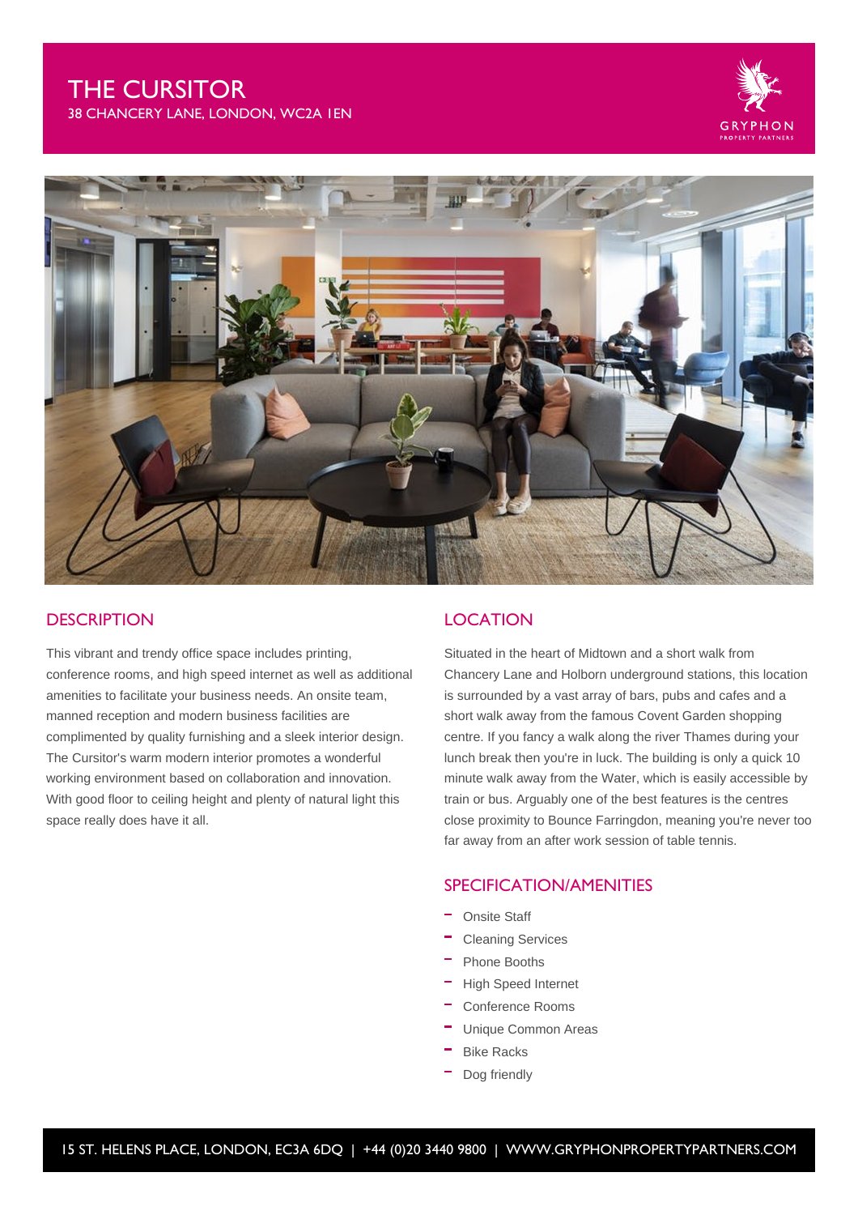# THE CURSITOR

38 CHANCERY LANE, LONDON, WC2A 1EN

## DESCRIPTION

This vibrant and trendy office space includes printing, conference rooms, and high speed internet as well as additional amenities to facilitate your business needs. An onsite team, manned reception and modern business facilities are complimented by quality furnishing and a sleek interior design. The Cursitor's warm modern interior promotes a wonderful working environment based on collaboration and innovation. With good floor to ceiling height and plenty of natural light this space really does have it all.

## LOCATION

Situated in the heart of Midtown and a short walk from Chancery Lane and Holborn underground stations, this location is surrounded by a vast array of bars, pubs and cafes and a short walk away from the famous Covent Garden shopping centre. If you fancy a walk along the river Thames during your lunch break then you're in luck. The building is only a quick 10 minute walk away from the Water, which is easily accessible by train or bus. Arguably one of the best features is the centres close proximity to Bounce Farringdon, meaning you're never too far away from an after work session of table tennis.

## SPECIFICATION/AMENITIES

- Onsite Staff
- Cleaning Services
- Phone Booths
- High Speed Internet
- Conference Rooms
- Unique Common Areas
- Bike Racks
- Dog friendly

15 ST. HELENS PLACE, LONDON, EC3A 6DQ | +44 (0)20 3440 9800 | WWW.GRYPHONPROPERTYPARTNERS.COM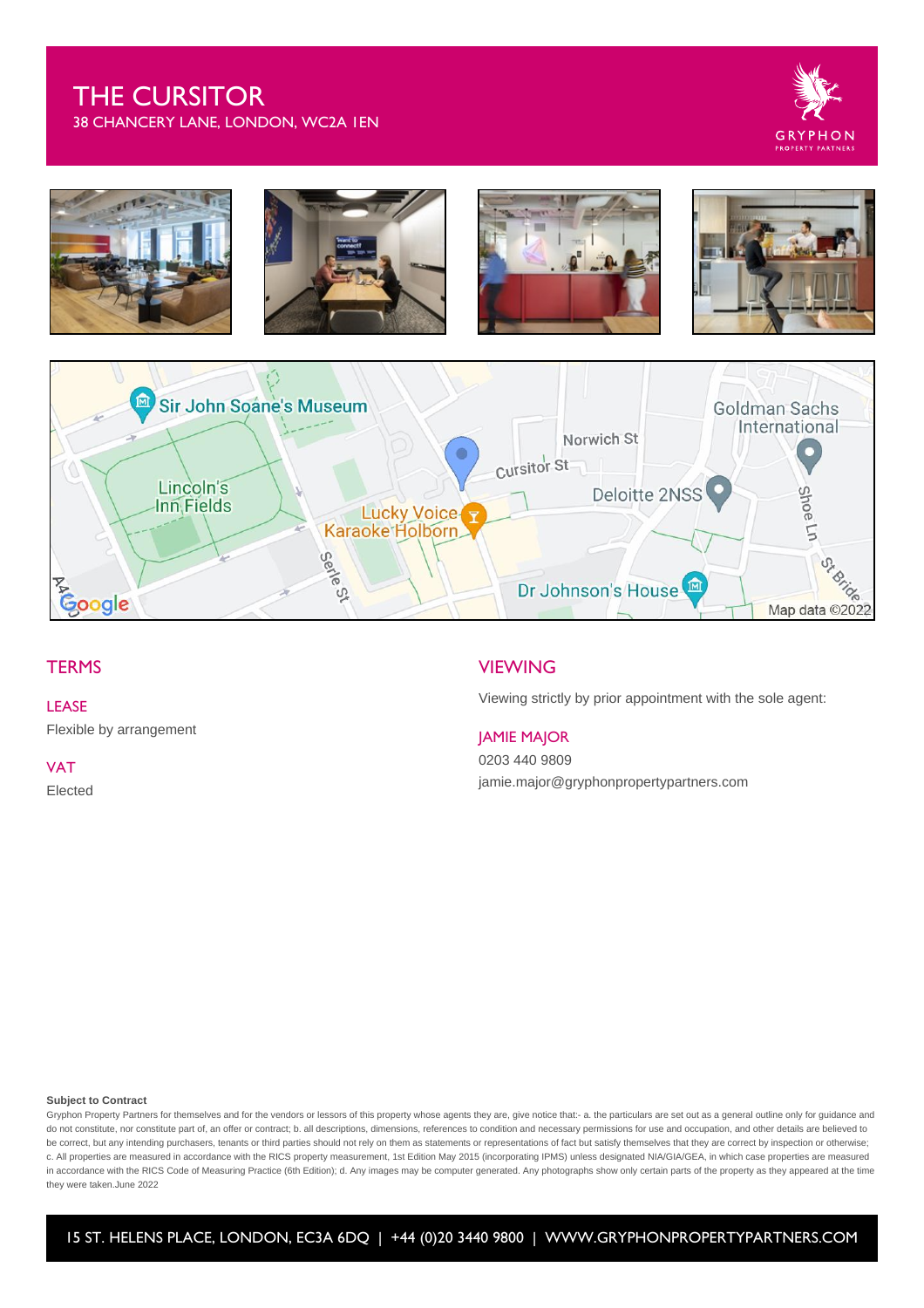# THE CURSITOR

38 CHANCERY LANE, LONDON, WC2A 1EN

## TERMS

### LEASE

Flexible by arrangement

### VAT

Elected

## VIEWING

Viewing strictly by prior appointment with the sole agent:

### JAMIE MAJOR

0203 440 9809

jamie.major@gryphonpropertypartners.com

**Subject to Contract**

Gryphon Property Partners for themselves and for the vendors or lessors of this property whose agents they are, give notice that:- a. the particulars are set out as a general outline only for guidance and do not constitute, nor constitute part of, an offer or contract; b. all descriptions, dimensions, references to condition and necessary permissions for use and occupation, and other details are believed to be correct, but any intending purchasers, tenants or third parties should not rely on them as statements or representations of fact but satisfy themselves that they are correct by inspection or otherwise; c. All properties are measured in accordance with the RICS property measurement, 1st Edition May 2015 (incorporating IPMS) unless designated NIA/GIA/GEA, in which case properties are measured in accordance with the RICS Code of Measuring Practice (6th Edition); d. Any images may be computer generated. Any photographs show only certain parts of the property as they appeared at the time they were taken.June 2022

15 ST. HELENS PLACE, LONDON, EC3A 6DQ | +44 (0)20 3440 9800 | WWW.GRYPHONPROPERTYPARTNERS.COM